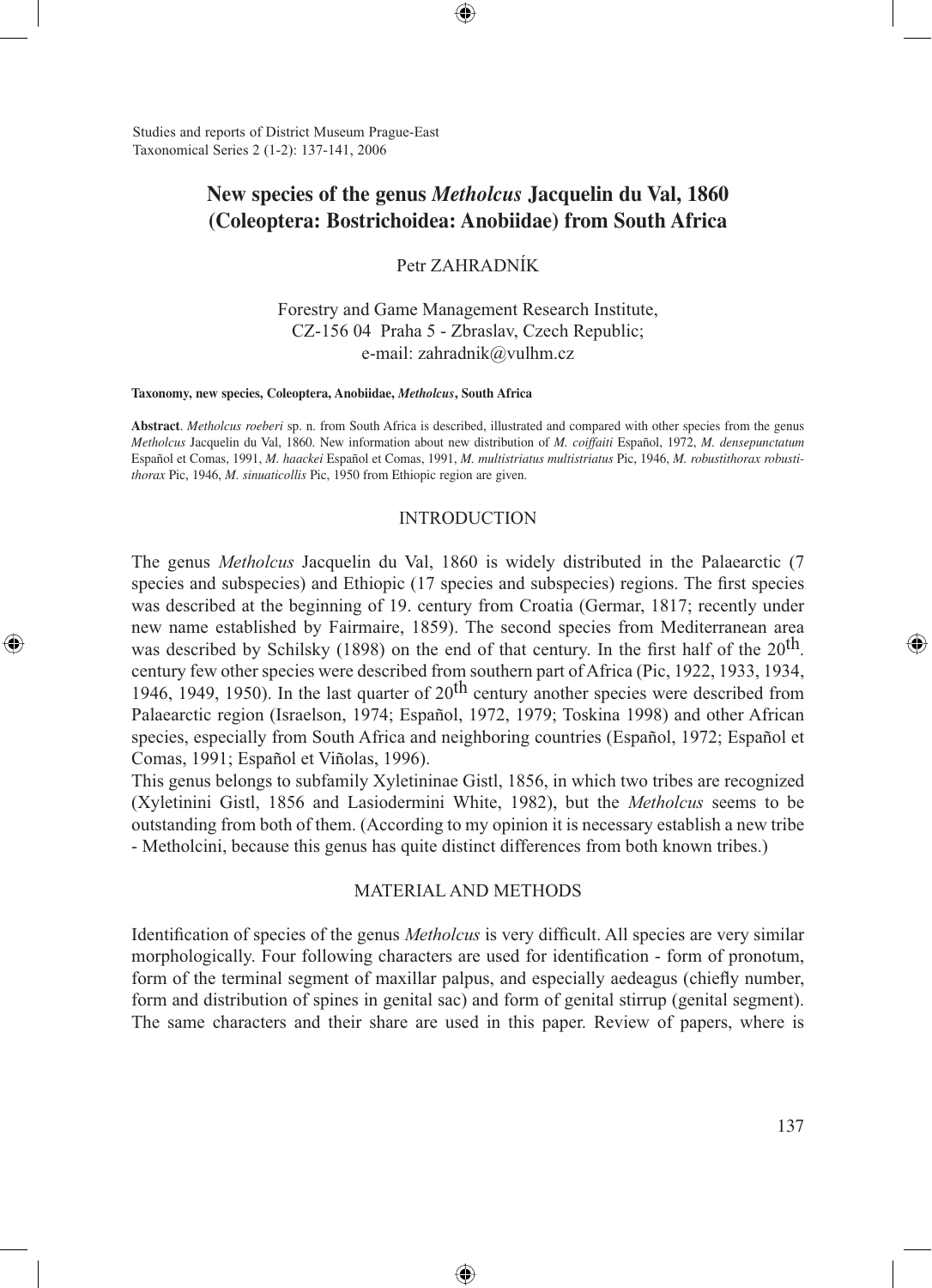Studies and reports of District Museum Prague-East
Taxonomical Series 2 (1-2): 137-141, 2006

# New species of the genus *Metholcus* Jacquelin du Val, 1860 (Coleoptera: Bostrichoidea: Anobiidae) from South Africa

Petr ZAHRADNÍK

Forestry and Game Management Research Institute,
CZ-156 04 Praha 5 - Zbraslav, Czech Republic;
e-mail: zahradnik@vulhm.cz

**Taxonomy, new species, Coleoptera, Anobiidae, *Metholcus*, South Africa**

**Abstract**. *Metholcus roeberi* sp. n. from South Africa is described, illustrated and compared with other species from the genus *Metholcus* Jacquelin du Val, 1860. New information about new distribution of *M. coiffaiti* Español, 1972, *M. densepunctatum* Español et Comas, 1991, *M. haackei* Español et Comas, 1991, *M. multistriatus multistriatus* Pic, 1946, *M. robustithorax robustithorax* Pic, 1946, *M. sinuaticollis* Pic, 1950 from Ethiopic region are given.

## INTRODUCTION

The genus *Metholcus* Jacquelin du Val, 1860 is widely distributed in the Palaearctic (7 species and subspecies) and Ethiopic (17 species and subspecies) regions. The first species was described at the beginning of 19. century from Croatia (Germar, 1817; recently under new name established by Fairmaire, 1859). The second species from Mediterranean area was described by Schilsky (1898) on the end of that century. In the first half of the 20th. century few other species were described from southern part of Africa (Pic, 1922, 1933, 1934, 1946, 1949, 1950). In the last quarter of 20th century another species were described from Palaearctic region (Israelson, 1974; Español, 1972, 1979; Toskina 1998) and other African species, especially from South Africa and neighboring countries (Español, 1972; Español et Comas, 1991; Español et Viñolas, 1996).

This genus belongs to subfamily Xyletininae Gistl, 1856, in which two tribes are recognized (Xyletinini Gistl, 1856 and Lasiodermini White, 1982), but the *Metholcus* seems to be outstanding from both of them. (According to my opinion it is necessary establish a new tribe - Metholcini, because this genus has quite distinct differences from both known tribes.)

## MATERIAL AND METHODS

Identification of species of the genus *Metholcus* is very difficult. All species are very similar morphologically. Four following characters are used for identification - form of pronotum, form of the terminal segment of maxillar palpus, and especially aedeagus (chiefly number, form and distribution of spines in genital sac) and form of genital stirrup (genital segment). The same characters and their share are used in this paper. Review of papers, where is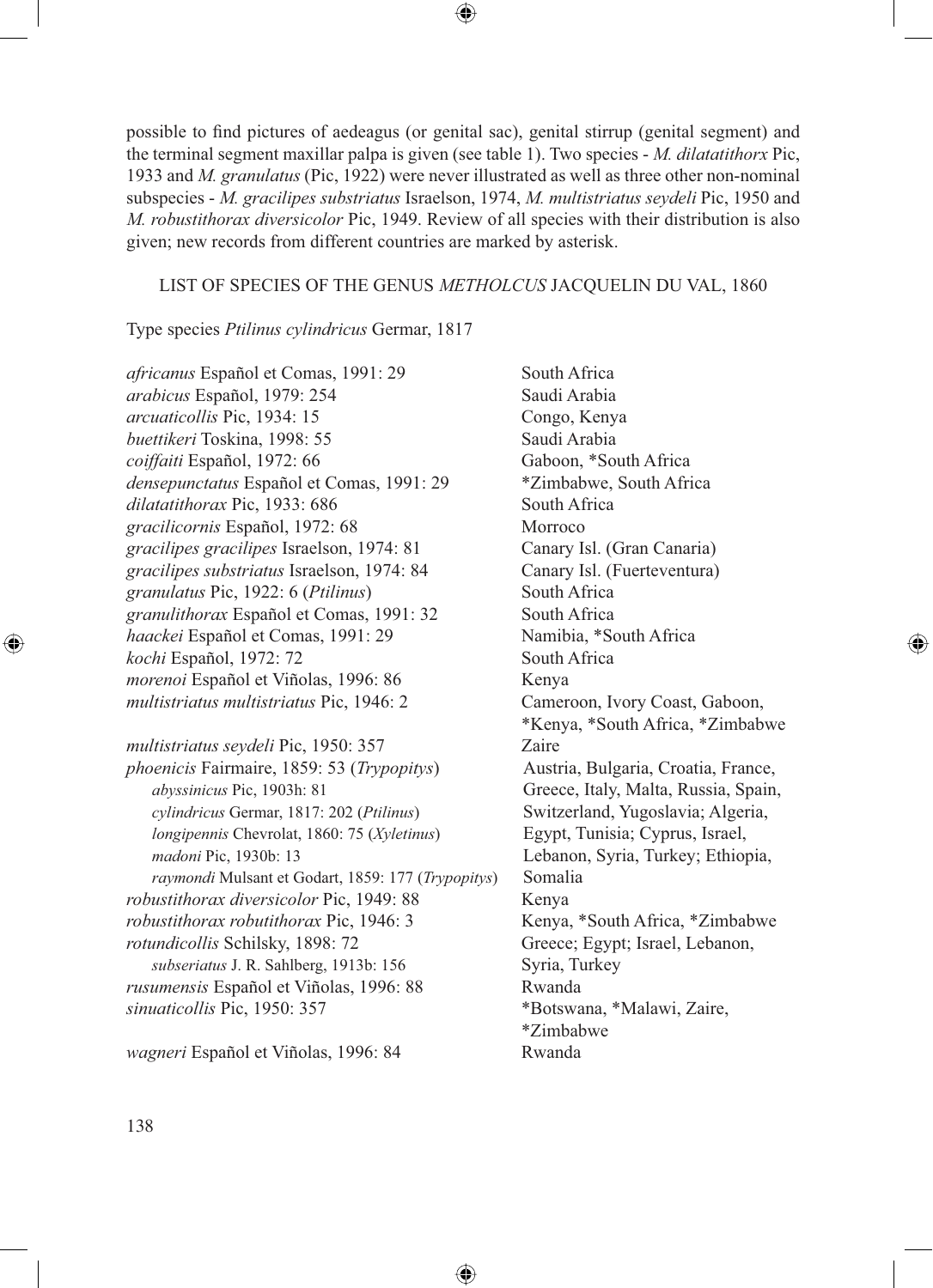possible to find pictures of aedeagus (or genital sac), genital stirrup (genital segment) and the terminal segment maxillar palpa is given (see table 1). Two species - *M. dilatatithorx* Pic, 1933 and *M. granulatus* (Pic, 1922) were never illustrated as well as three other non-nominal subspecies - *M. gracilipes substriatus* Israelson, 1974, *M. multistriatus seydeli* Pic, 1950 and *M. robustithorax diversicolor* Pic, 1949. Review of all species with their distribution is also given; new records from different countries are marked by asterisk.

## LIST OF SPECIES OF THE GENUS *METHOLCUS* JACQUELIN DU VAL, 1860

Type species *Ptilinus cylindricus* Germar, 1817

| Species | Distribution |
|---|---|
| *africanus* Español et Comas, 1991: 29 | South Africa |
| *arabicus* Español, 1979: 254 | Saudi Arabia |
| *arcuaticollis* Pic, 1934: 15 | Congo, Kenya |
| *buettikeri* Toskina, 1998: 55 | Saudi Arabia |
| *coiffaiti* Español, 1972: 66 | Gaboon, *South Africa |
| *densepunctatus* Español et Comas, 1991: 29 | *Zimbabwe, South Africa |
| *dilatatithorax* Pic, 1933: 686 | South Africa |
| *gracilicornis* Español, 1972: 68 | Morroco |
| *gracilipes gracilipes* Israelson, 1974: 81 | Canary Isl. (Gran Canaria) |
| *gracilipes substriatus* Israelson, 1974: 84 | Canary Isl. (Fuerteventura) |
| *granulatus* Pic, 1922: 6 (*Ptilinus*) | South Africa |
| *granulithorax* Español et Comas, 1991: 32 | South Africa |
| *haackei* Español et Comas, 1991: 29 | Namibia, *South Africa |
| *kochi* Español, 1972: 72 | South Africa |
| *morenoi* Español et Viñolas, 1996: 86 | Kenya |
| *multistriatus multistriatus* Pic, 1946: 2 | Cameroon, Ivory Coast, Gaboon, *Kenya, *South Africa, *Zimbabwe |
| *multistriatus seydeli* Pic, 1950: 357 | Zaire |
| *phoenicis* Fairmaire, 1859: 53 (*Trypopitys*)<br>*abyssinicus* Pic, 1903h: 81<br>*cylindricus* Germar, 1817: 202 (*Ptilinus*)<br>*longipennis* Chevrolat, 1860: 75 (*Xyletinus*)<br>*madoni* Pic, 1930b: 13<br>*raymondi* Mulsant et Godart, 1859: 177 (*Trypopitys*) | Austria, Bulgaria, Croatia, France, Greece, Italy, Malta, Russia, Spain, Switzerland, Yugoslavia; Algeria, Egypt, Tunisia; Cyprus, Israel, Lebanon, Syria, Turkey; Ethiopia, Somalia |
| *robustithorax diversicolor* Pic, 1949: 88 | Kenya |
| *robustithorax robutithorax* Pic, 1946: 3 | Kenya, *South Africa, *Zimbabwe |
| *rotundicollis* Schilsky, 1898: 72<br>*subseriatus* J. R. Sahlberg, 1913b: 156 | Greece; Egypt; Israel, Lebanon, Syria, Turkey |
| *rusumensis* Español et Viñolas, 1996: 88 | Rwanda |
| *sinuaticollis* Pic, 1950: 357 | *Botswana, *Malawi, Zaire, *Zimbabwe |
| *wagneri* Español et Viñolas, 1996: 84 | Rwanda |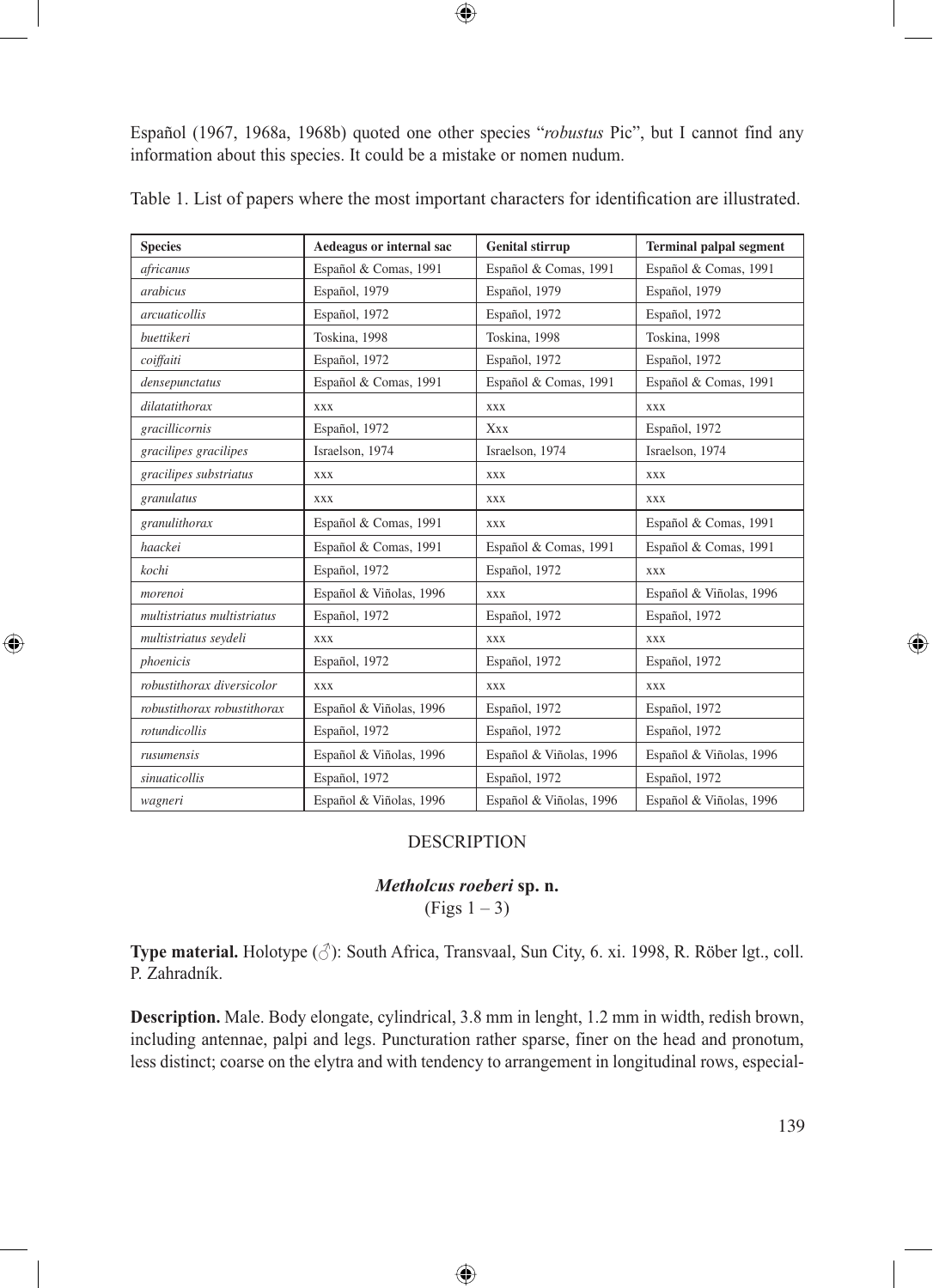Español (1967, 1968a, 1968b) quoted one other species "*robustus* Pic", but I cannot find any information about this species. It could be a mistake or nomen nudum.

Table 1. List of papers where the most important characters for identification are illustrated.

| **Species** | **Aedeagus or internal sac** | **Genital stirrup** | **Terminal palpal segment** |
|---|---|---|---|
| *africanus* | Español & Comas, 1991 | Español & Comas, 1991 | Español & Comas, 1991 |
| *arabicus* | Español, 1979 | Español, 1979 | Español, 1979 |
| *arcuaticollis* | Español, 1972 | Español, 1972 | Español, 1972 |
| *buettikeri* | Toskina, 1998 | Toskina, 1998 | Toskina, 1998 |
| *coiffaiti* | Español, 1972 | Español, 1972 | Español, 1972 |
| *densepunctatus* | Español & Comas, 1991 | Español & Comas, 1991 | Español & Comas, 1991 |
| *dilatatithorax* | xxx | xxx | xxx |
| *gracillicornis* | Español, 1972 | Xxx | Español, 1972 |
| *gracilipes gracilipes* | Israelson, 1974 | Israelson, 1974 | Israelson, 1974 |
| *gracilipes substriatus* | xxx | xxx | xxx |
| *granulatus* | xxx | xxx | xxx |
| *granulithorax* | Español & Comas, 1991 | xxx | Español & Comas, 1991 |
| *haackei* | Español & Comas, 1991 | Español & Comas, 1991 | Español & Comas, 1991 |
| *kochi* | Español, 1972 | Español, 1972 | xxx |
| *morenoi* | Español & Viñolas, 1996 | xxx | Español & Viñolas, 1996 |
| *multistriatus multistriatus* | Español, 1972 | Español, 1972 | Español, 1972 |
| *multistriatus seydeli* | xxx | xxx | xxx |
| *phoenicis* | Español, 1972 | Español, 1972 | Español, 1972 |
| *robustithorax diversicolor* | xxx | xxx | xxx |
| *robustithorax robustithorax* | Español & Viñolas, 1996 | Español, 1972 | Español, 1972 |
| *rotundicollis* | Español, 1972 | Español, 1972 | Español, 1972 |
| *rusumensis* | Español & Viñolas, 1996 | Español & Viñolas, 1996 | Español & Viñolas, 1996 |
| *sinuaticollis* | Español, 1972 | Español, 1972 | Español, 1972 |
| *wagneri* | Español & Viñolas, 1996 | Español & Viñolas, 1996 | Español & Viñolas, 1996 |

## DESCRIPTION

### *Metholcus roeberi* sp. n.

(Figs 1 – 3)

**Type material.** Holotype (♂): South Africa, Transvaal, Sun City, 6. xi. 1998, R. Röber lgt., coll. P. Zahradník.

**Description.** Male. Body elongate, cylindrical, 3.8 mm in lenght, 1.2 mm in width, redish brown, including antennae, palpi and legs. Puncturation rather sparse, finer on the head and pronotum, less distinct; coarse on the elytra and with tendency to arrangement in longitudinal rows, especial-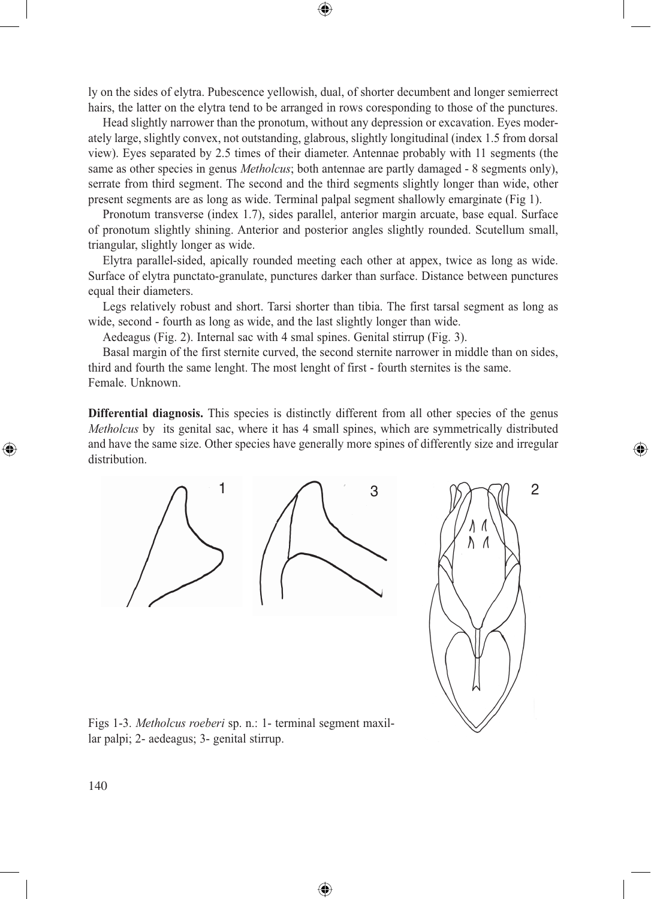ly on the sides of elytra. Pubescence yellowish, dual, of shorter decumbent and longer semierrect hairs, the latter on the elytra tend to be arranged in rows coresponding to those of the punctures.

Head slightly narrower than the pronotum, without any depression or excavation. Eyes moderately large, slightly convex, not outstanding, glabrous, slightly longitudinal (index 1.5 from dorsal view). Eyes separated by 2.5 times of their diameter. Antennae probably with 11 segments (the same as other species in genus *Metholcus*; both antennae are partly damaged - 8 segments only), serrate from third segment. The second and the third segments slightly longer than wide, other present segments are as long as wide. Terminal palpal segment shallowly emarginate (Fig 1).

Pronotum transverse (index 1.7), sides parallel, anterior margin arcuate, base equal. Surface of pronotum slightly shining. Anterior and posterior angles slightly rounded. Scutellum small, triangular, slightly longer as wide.

Elytra parallel-sided, apically rounded meeting each other at apex, twice as long as wide. Surface of elytra punctato-granulate, punctures darker than surface. Distance between punctures equal their diameters.

Legs relatively robust and short. Tarsi shorter than tibia. The first tarsal segment as long as wide, second - fourth as long as wide, and the last slightly longer than wide.

Aedeagus (Fig. 2). Internal sac with 4 smal spines. Genital stirrup (Fig. 3).

Basal margin of the first sternite curved, the second sternite narrower in middle than on sides, third and fourth the same lenght. The most lenght of first - fourth sternites is the same.

Female. Unknown.

**Differential diagnosis.** This species is distinctly different from all other species of the genus *Metholcus* by its genital sac, where it has 4 small spines, which are symmetrically distributed and have the same size. Other species have generally more spines of differently size and irregular distribution.

Figs 1-3. *Metholcus roeberi* sp. n.: 1- terminal segment maxillar palpi; 2- aedeagus; 3- genital stirrup.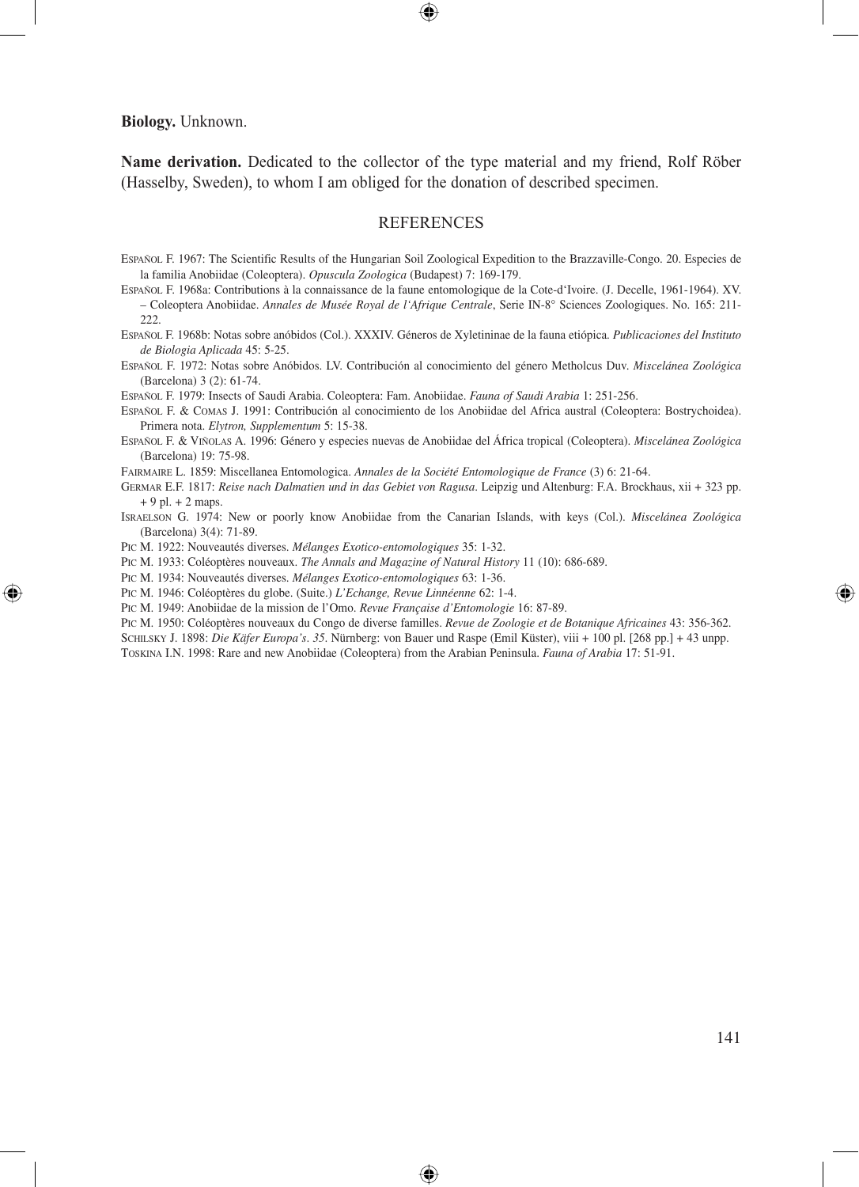**Biology.** Unknown.

**Name derivation.** Dedicated to the collector of the type material and my friend, Rolf Röber (Hasselby, Sweden), to whom I am obliged for the donation of described specimen.

## REFERENCES

Español F. 1967: The Scientific Results of the Hungarian Soil Zoological Expedition to the Brazzaville-Congo. 20. Especies de la familia Anobiidae (Coleoptera). *Opuscula Zoologica* (Budapest) 7: 169-179.

Español F. 1968a: Contributions à la connaissance de la faune entomologique de la Cote-d'Ivoire. (J. Decelle, 1961-1964). XV. – Coleoptera Anobiidae. *Annales de Musée Royal de l'Afrique Centrale*, Serie IN-8° Sciences Zoologiques. No. 165: 211-222.

Español F. 1968b: Notas sobre anóbidos (Col.). XXXIV. Géneros de Xyletininae de la fauna etiópica. *Publicaciones del Instituto de Biologia Aplicada* 45: 5-25.

Español F. 1972: Notas sobre Anóbidos. LV. Contribución al conocimiento del género Metholcus Duv. *Miscelánea Zoológica* (Barcelona) 3 (2): 61-74.

Español F. 1979: Insects of Saudi Arabia. Coleoptera: Fam. Anobiidae. *Fauna of Saudi Arabia* 1: 251-256.

Español F. & Comas J. 1991: Contribución al conocimiento de los Anobiidae del Africa austral (Coleoptera: Bostrychoidea). Primera nota. *Elytron, Supplementum* 5: 15-38.

Español F. & Viñolas A. 1996: Género y especies nuevas de Anobiidae del África tropical (Coleoptera). *Miscelánea Zoológica* (Barcelona) 19: 75-98.

Fairmaire L. 1859: Miscellanea Entomologica. *Annales de la Société Entomologique de France* (3) 6: 21-64.

Germar E.F. 1817: *Reise nach Dalmatien und in das Gebiet von Ragusa*. Leipzig und Altenburg: F.A. Brockhaus, xii + 323 pp. + 9 pl. + 2 maps.

Israelson G. 1974: New or poorly know Anobiidae from the Canarian Islands, with keys (Col.). *Miscelánea Zoológica* (Barcelona) 3(4): 71-89.

Pic M. 1922: Nouveautés diverses. *Mélanges Exotico-entomologiques* 35: 1-32.

Pic M. 1933: Coléoptères nouveaux. *The Annals and Magazine of Natural History* 11 (10): 686-689.

Pic M. 1934: Nouveautés diverses. *Mélanges Exotico-entomologiques* 63: 1-36.

Pic M. 1946: Coléoptères du globe. (Suite.) *L'Echange, Revue Linnéenne* 62: 1-4.

Pic M. 1949: Anobiidae de la mission de l'Omo. *Revue Française d'Entomologie* 16: 87-89.

Pic M. 1950: Coléoptères nouveaux du Congo de diverse familles. *Revue de Zoologie et de Botanique Africaines* 43: 356-362.

Schilsky J. 1898: *Die Käfer Europa's*. *35*. Nürnberg: von Bauer und Raspe (Emil Küster), viii + 100 pl. [268 pp.] + 43 unpp.

Toskina I.N. 1998: Rare and new Anobiidae (Coleoptera) from the Arabian Peninsula. *Fauna of Arabia* 17: 51-91.